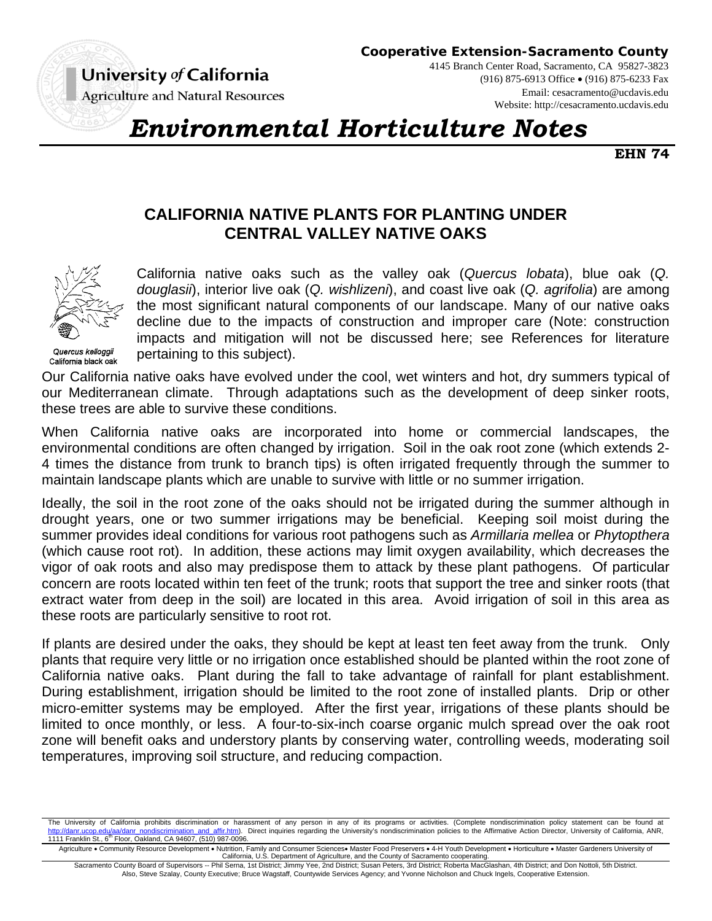University of California
Agriculture and Natural Resources

**Cooperative Extension-Sacramento County**
4145 Branch Center Road, Sacramento, CA 95827-3823
(916) 875-6913 Office • (916) 875-6233 Fax
Email: cesacramento@ucdavis.edu
Website: http://cesacramento.ucdavis.edu

# *Environmental Horticulture Notes*

**EHN 74**

## CALIFORNIA NATIVE PLANTS FOR PLANTING UNDER CENTRAL VALLEY NATIVE OAKS

*Quercus kelloggii*
California black oak

California native oaks such as the valley oak (*Quercus lobata*), blue oak (*Q. douglasii*), interior live oak (*Q. wishlizeni*), and coast live oak (*Q. agrifolia*) are among the most significant natural components of our landscape. Many of our native oaks decline due to the impacts of construction and improper care (Note: construction impacts and mitigation will not be discussed here; see References for literature pertaining to this subject).

Our California native oaks have evolved under the cool, wet winters and hot, dry summers typical of our Mediterranean climate. Through adaptations such as the development of deep sinker roots, these trees are able to survive these conditions.

When California native oaks are incorporated into home or commercial landscapes, the environmental conditions are often changed by irrigation. Soil in the oak root zone (which extends 2-4 times the distance from trunk to branch tips) is often irrigated frequently through the summer to maintain landscape plants which are unable to survive with little or no summer irrigation.

Ideally, the soil in the root zone of the oaks should not be irrigated during the summer although in drought years, one or two summer irrigations may be beneficial. Keeping soil moist during the summer provides ideal conditions for various root pathogens such as *Armillaria mellea* or *Phytopthera* (which cause root rot). In addition, these actions may limit oxygen availability, which decreases the vigor of oak roots and also may predispose them to attack by these plant pathogens. Of particular concern are roots located within ten feet of the trunk; roots that support the tree and sinker roots (that extract water from deep in the soil) are located in this area. Avoid irrigation of soil in this area as these roots are particularly sensitive to root rot.

If plants are desired under the oaks, they should be kept at least ten feet away from the trunk. Only plants that require very little or no irrigation once established should be planted within the root zone of California native oaks. Plant during the fall to take advantage of rainfall for plant establishment. During establishment, irrigation should be limited to the root zone of installed plants. Drip or other micro-emitter systems may be employed. After the first year, irrigations of these plants should be limited to once monthly, or less. A four-to-six-inch coarse organic mulch spread over the oak root zone will benefit oaks and understory plants by conserving water, controlling weeds, moderating soil temperatures, improving soil structure, and reducing compaction.

---

The University of California prohibits discrimination or harassment of any person in any of its programs or activities. (Complete nondiscrimination policy statement can be found at http://danr.ucop.edu/aa/danr_nondiscrimination_and_affir.htm). Direct inquiries regarding the University's nondiscrimination policies to the Affirmative Action Director, University of California, ANR, 1111 Franklin St., 6th Floor, Oakland, CA 94607, (510) 987-0096.

Agriculture • Community Resource Development • Nutrition, Family and Consumer Sciences• Master Food Preservers • 4-H Youth Development • Horticulture • Master Gardeners University of California, U.S. Department of Agriculture, and the County of Sacramento cooperating.

Sacramento County Board of Supervisors -- Phil Serna, 1st District; Jimmy Yee, 2nd District; Susan Peters, 3rd District; Roberta MacGlashan, 4th District; and Don Nottoli, 5th District. Also, Steve Szalay, County Executive; Bruce Wagstaff, Countywide Services Agency; and Yvonne Nicholson and Chuck Ingels, Cooperative Extension.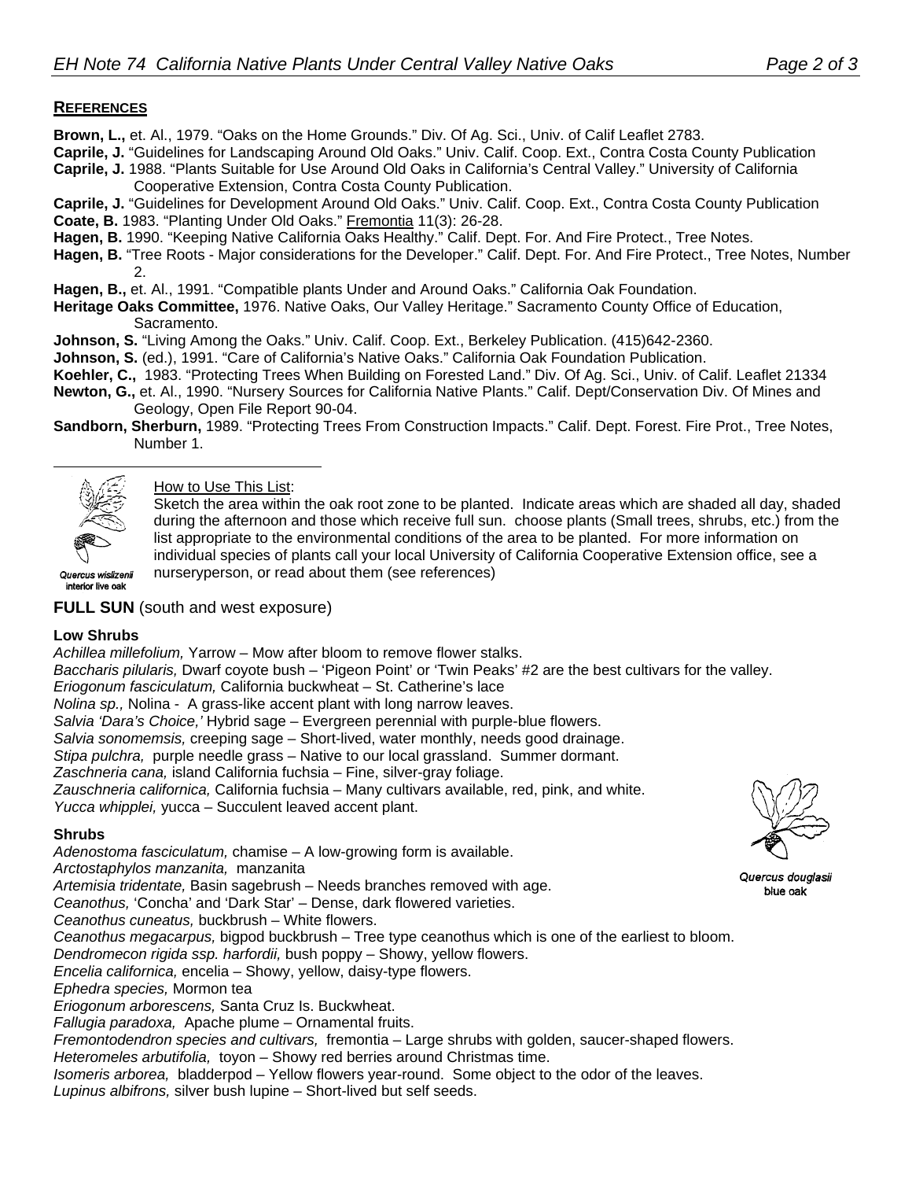## REFERENCES

**Brown, L.,** et. Al., 1979. "Oaks on the Home Grounds." Div. Of Ag. Sci., Univ. of Calif Leaflet 2783.

**Caprile, J.** "Guidelines for Landscaping Around Old Oaks." Univ. Calif. Coop. Ext., Contra Costa County Publication

**Caprile, J.** 1988. "Plants Suitable for Use Around Old Oaks in California's Central Valley." University of California Cooperative Extension, Contra Costa County Publication.

**Caprile, J.** "Guidelines for Development Around Old Oaks." Univ. Calif. Coop. Ext., Contra Costa County Publication

**Coate, B.** 1983. "Planting Under Old Oaks." Fremontia 11(3): 26-28.

**Hagen, B.** 1990. "Keeping Native California Oaks Healthy." Calif. Dept. For. And Fire Protect., Tree Notes.

**Hagen, B.** "Tree Roots - Major considerations for the Developer." Calif. Dept. For. And Fire Protect., Tree Notes, Number 2.

**Hagen, B.,** et. Al., 1991. "Compatible plants Under and Around Oaks." California Oak Foundation.

**Heritage Oaks Committee,** 1976. Native Oaks, Our Valley Heritage." Sacramento County Office of Education, Sacramento.

**Johnson, S.** "Living Among the Oaks." Univ. Calif. Coop. Ext., Berkeley Publication. (415)642-2360.

**Johnson, S.** (ed.), 1991. "Care of California's Native Oaks." California Oak Foundation Publication.

**Koehler, C.,** 1983. "Protecting Trees When Building on Forested Land." Div. Of Ag. Sci., Univ. of Calif. Leaflet 21334

**Newton, G.,** et. Al., 1990. "Nursery Sources for California Native Plants." Calif. Dept/Conservation Div. Of Mines and Geology, Open File Report 90-04.

**Sandborn, Sherburn,** 1989. "Protecting Trees From Construction Impacts." Calif. Dept. Forest. Fire Prot., Tree Notes, Number 1.

---

*Quercus wislizenii*
interior live oak

How to Use This List:

Sketch the area within the oak root zone to be planted. Indicate areas which are shaded all day, shaded during the afternoon and those which receive full sun. choose plants (Small trees, shrubs, etc.) from the list appropriate to the environmental conditions of the area to be planted. For more information on individual species of plants call your local University of California Cooperative Extension office, see a nurseryperson, or read about them (see references)

## FULL SUN (south and west exposure)

### Low Shrubs

*Achillea millefolium,* Yarrow – Mow after bloom to remove flower stalks.
*Baccharis pilularis,* Dwarf coyote bush – 'Pigeon Point' or 'Twin Peaks' #2 are the best cultivars for the valley.
*Eriogonum fasciculatum,* California buckwheat – St. Catherine's lace
*Nolina sp.,* Nolina - A grass-like accent plant with long narrow leaves.
*Salvia 'Dara's Choice,'* Hybrid sage – Evergreen perennial with purple-blue flowers.
*Salvia sonomemsis,* creeping sage – Short-lived, water monthly, needs good drainage.
*Stipa pulchra,* purple needle grass – Native to our local grassland. Summer dormant.
*Zaschneria cana,* island California fuchsia – Fine, silver-gray foliage.
*Zauschneria californica,* California fuchsia – Many cultivars available, red, pink, and white.
*Yucca whipplei,* yucca – Succulent leaved accent plant.

### Shrubs

*Quercus douglasii*
blue oak

*Adenostoma fasciculatum,* chamise – A low-growing form is available.
*Arctostaphylos manzanita,* manzanita
*Artemisia tridentate,* Basin sagebrush – Needs branches removed with age.
*Ceanothus,* 'Concha' and 'Dark Star' – Dense, dark flowered varieties.
*Ceanothus cuneatus,* buckbrush – White flowers.
*Ceanothus megacarpus,* bigpod buckbrush – Tree type ceanothus which is one of the earliest to bloom.
*Dendromecon rigida ssp. harfordii,* bush poppy – Showy, yellow flowers.
*Encelia californica,* encelia – Showy, yellow, daisy-type flowers.
*Ephedra species,* Mormon tea
*Eriogonum arborescens,* Santa Cruz Is. Buckwheat.
*Fallugia paradoxa,* Apache plume – Ornamental fruits.
*Fremontodendron species and cultivars,* fremontia – Large shrubs with golden, saucer-shaped flowers.
*Heteromeles arbutifolia,* toyon – Showy red berries around Christmas time.
*Isomeris arborea,* bladderpod – Yellow flowers year-round. Some object to the odor of the leaves.
*Lupinus albifrons,* silver bush lupine – Short-lived but self seeds.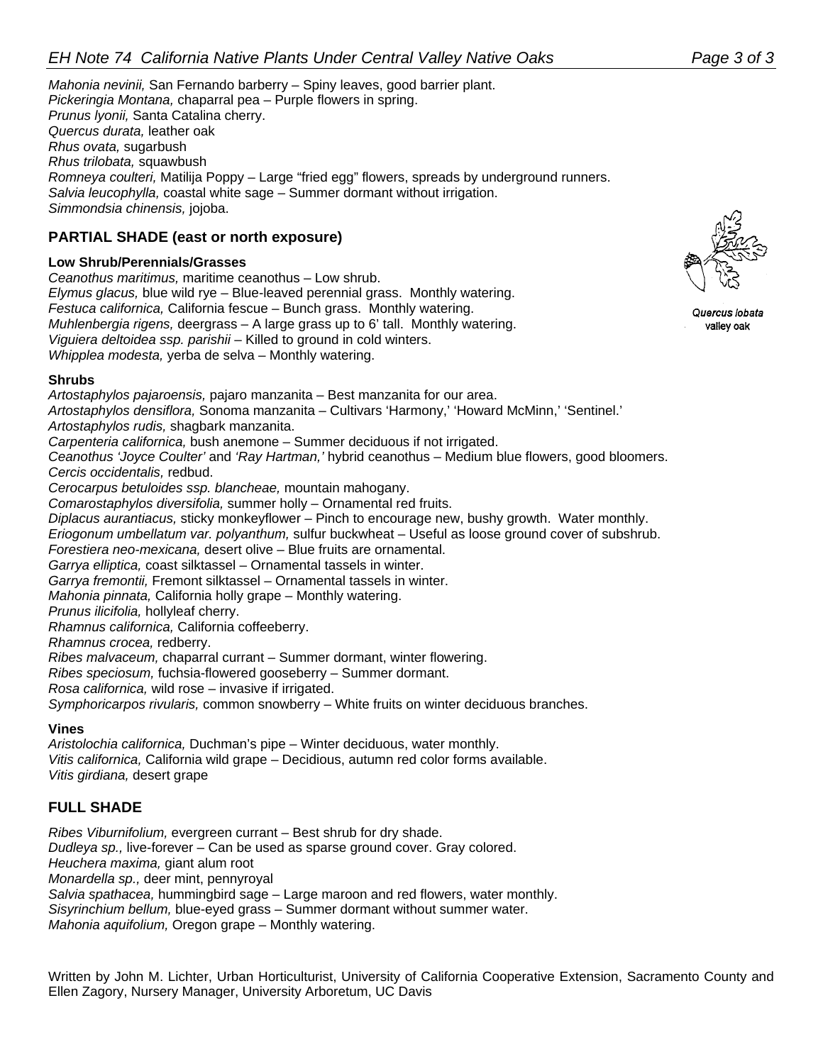*Mahonia nevinii,* San Fernando barberry – Spiny leaves, good barrier plant.
*Pickeringia Montana,* chaparral pea – Purple flowers in spring.
*Prunus lyonii,* Santa Catalina cherry.
*Quercus durata,* leather oak
*Rhus ovata,* sugarbush
*Rhus trilobata,* squawbush
*Romneya coulteri,* Matilija Poppy – Large "fried egg" flowers, spreads by underground runners.
*Salvia leucophylla,* coastal white sage – Summer dormant without irrigation.
*Simmondsia chinensis,* jojoba.

## PARTIAL SHADE (east or north exposure)

### Low Shrub/Perennials/Grasses

*Ceanothus maritimus,* maritime ceanothus – Low shrub.
*Elymus glacus,* blue wild rye – Blue-leaved perennial grass. Monthly watering.
*Festuca californica,* California fescue – Bunch grass. Monthly watering.
*Muhlenbergia rigens,* deergrass – A large grass up to 6' tall. Monthly watering.
*Viguiera deltoidea ssp. parishii* – Killed to ground in cold winters.
*Whipplea modesta,* yerba de selva – Monthly watering.

*Quercus lobata*
valley oak

### Shrubs

*Artostaphylos pajaroensis,* pajaro manzanita – Best manzanita for our area.
*Artostaphylos densiflora,* Sonoma manzanita – Cultivars 'Harmony,' 'Howard McMinn,' 'Sentinel.'
*Artostaphylos rudis,* shagbark manzanita.
*Carpenteria californica,* bush anemone – Summer deciduous if not irrigated.
*Ceanothus 'Joyce Coulter'* and *'Ray Hartman,'* hybrid ceanothus – Medium blue flowers, good bloomers.
*Cercis occidentalis,* redbud.
*Cerocarpus betuloides ssp. blancheae,* mountain mahogany.
*Comarostaphylos diversifolia,* summer holly – Ornamental red fruits.
*Diplacus aurantiacus,* sticky monkeyflower – Pinch to encourage new, bushy growth. Water monthly.
*Eriogonum umbellatum var. polyanthum,* sulfur buckwheat – Useful as loose ground cover of subshrub.
*Forestiera neo-mexicana,* desert olive – Blue fruits are ornamental.
*Garrya elliptica,* coast silktassel – Ornamental tassels in winter.
*Garrya fremontii,* Fremont silktassel – Ornamental tassels in winter.
*Mahonia pinnata,* California holly grape – Monthly watering.
*Prunus ilicifolia,* hollyleaf cherry.
*Rhamnus californica,* California coffeeberry.
*Rhamnus crocea,* redberry.
*Ribes malvaceum,* chaparral currant – Summer dormant, winter flowering.
*Ribes speciosum,* fuchsia-flowered gooseberry – Summer dormant.
*Rosa californica,* wild rose – invasive if irrigated.
*Symphoricarpos rivularis,* common snowberry – White fruits on winter deciduous branches.

### Vines

*Aristolochia californica,* Duchman's pipe – Winter deciduous, water monthly.
*Vitis californica,* California wild grape – Decidious, autumn red color forms available.
*Vitis girdiana,* desert grape

## FULL SHADE

*Ribes Viburnifolium,* evergreen currant – Best shrub for dry shade.
*Dudleya sp.,* live-forever – Can be used as sparse ground cover. Gray colored.
*Heuchera maxima,* giant alum root
*Monardella sp.,* deer mint, pennyroyal
*Salvia spathacea,* hummingbird sage – Large maroon and red flowers, water monthly.
*Sisyrinchium bellum,* blue-eyed grass – Summer dormant without summer water.
*Mahonia aquifolium,* Oregon grape – Monthly watering.

Written by John M. Lichter, Urban Horticulturist, University of California Cooperative Extension, Sacramento County and Ellen Zagory, Nursery Manager, University Arboretum, UC Davis